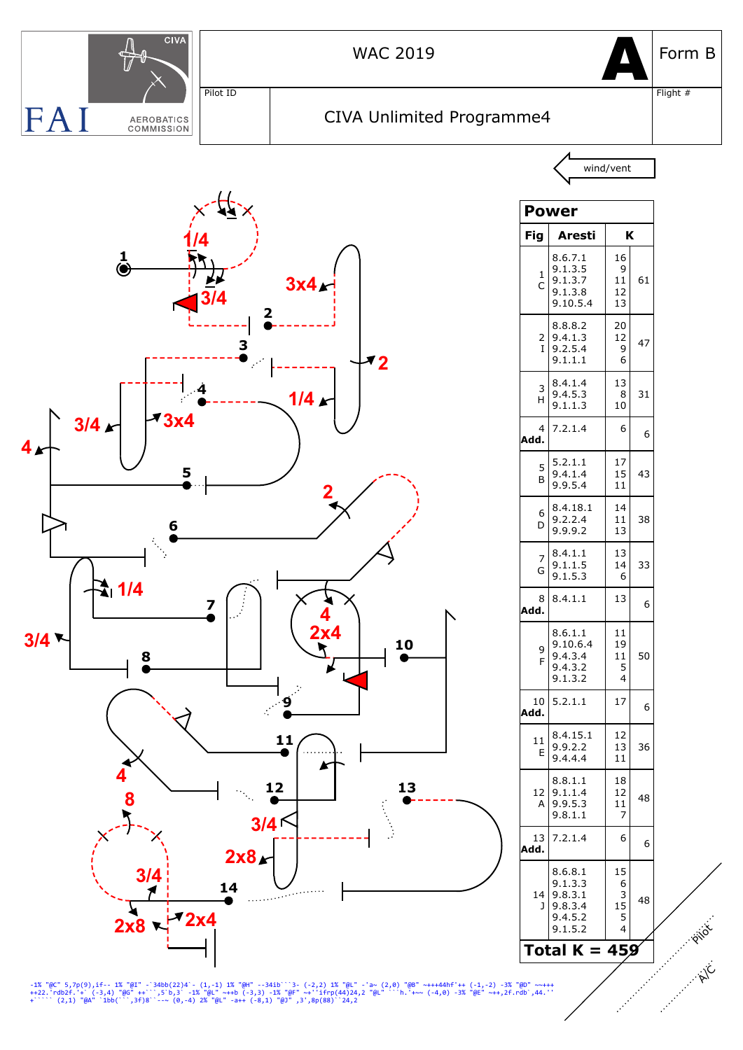FAI CIVA AEROBATICS COMMISSION

# WAC 2019 — A — Form B

Pilot ID

CIVA Unlimited Programme4

Flight #

wind/vent

## Power

| Fig | Aresti | K | |
|---|---|---|---|
| 1 C | 8.6.7.1<br>9.1.3.5<br>9.1.3.7<br>9.1.3.8<br>9.10.5.4 | 16<br>9<br>11<br>12<br>13 | 61 |
| 2 I | 8.8.8.2<br>9.4.1.3<br>9.2.5.4<br>9.1.1.1 | 20<br>12<br>9<br>6 | 47 |
| 3 H | 8.4.1.4<br>9.4.5.3<br>9.1.1.3 | 13<br>8<br>10 | 31 |
| 4 Add. | 7.2.1.4 | 6 | 6 |
| 5 B | 5.2.1.1<br>9.4.1.4<br>9.9.5.4 | 17<br>15<br>11 | 43 |
| 6 D | 8.4.18.1<br>9.2.2.4<br>9.9.9.2 | 14<br>11<br>13 | 38 |
| 7 G | 8.4.1.1<br>9.1.1.5<br>9.1.5.3 | 13<br>14<br>6 | 33 |
| 8 Add. | 8.4.1.1 | 13 | 6 |
| 9 F | 8.6.1.1<br>9.10.6.4<br>9.4.3.4<br>9.4.3.2<br>9.1.3.2 | 11<br>19<br>11<br>5<br>4 | 50 |
| 10 Add. | 5.2.1.1 | 17 | 6 |
| 11 E | 8.4.15.1<br>9.9.2.2<br>9.4.4.4 | 12<br>13<br>11 | 36 |
| 12 A | 8.8.1.1<br>9.1.1.4<br>9.9.5.3<br>9.8.1.1 | 18<br>12<br>11<br>7 | 48 |
| 13 Add. | 7.2.1.4 | 6 | 6 |
| 14 J | 8.6.8.1<br>9.1.3.3<br>9.8.3.1<br>9.8.3.4<br>9.4.5.2<br>9.1.5.2 | 15<br>6<br>3<br>15<br>5<br>4 | 48 |

**Total K = 459**

Pilot

A/C

```
-1% "@C" 5,7p(9),if-- 1% "@I" -`34bb(22)4`- (1,-1) 1% "@H" --34ib```3- (-2,2) 1% "@L" -'a~ (2,0) "@B" ~+++44hf'++ (-1,-2) -3% "@D" ~~+++
++22.`rdb2f.'+` (-3,4) "@G" ++```,5`b,3` -1% "@L" ~++b (-3,3) -1% "@F" ~+''ifrp(44)24,2 "@L" ```h.'+~~ (-4,0) -3% "@E" ~++,2f.rdb`,44.''
+````` (2,1) "@A" `1bb(```,3f)8``--~ (0,-4) 2% "@L" -a++ (-8,1) "@J" ,3',8p(88)``24,2
```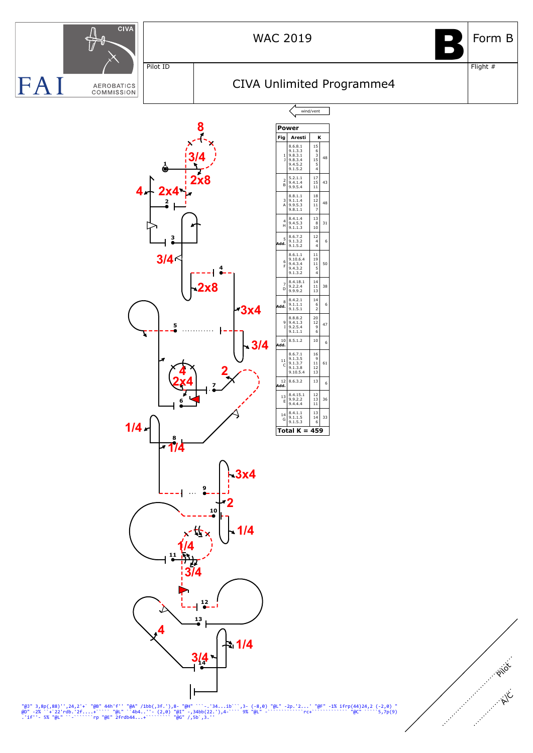WAC 2019

Form B

Pilot ID

Flight #

CIVA Unlimited Programme4

wind/vent

| Power | | | |
|---|---|---|---|
| Fig | Aresti | K | |
| 1 J | 8.6.8.1 9.1.3.3 9.8.3.1 9.8.3.4 9.4.5.2 9.1.5.2 | 15 6 3 15 5 4 | 48 |
| 2 B | 5.2.1.1 9.4.1.4 9.9.5.4 | 17 15 11 | 43 |
| 3 A | 8.8.1.1 9.1.1.4 9.9.5.3 9.8.1.1 | 18 12 11 7 | 48 |
| 4 H | 8.4.1.4 9.4.5.3 9.1.1.3 | 13 8 10 | 31 |
| 5 Add. | 8.6.7.2 9.1.3.2 9.1.5.2 | 12 4 4 | 6 |
| 6 F | 8.6.1.1 9.10.6.4 9.4.3.4 9.4.3.2 9.1.3.2 | 11 19 11 5 4 | 50 |
| 7 D | 8.4.18.1 9.2.2.4 9.9.9.2 | 14 11 13 | 38 |
| 8 Add. | 8.4.2.1 9.1.1.1 9.1.5.1 | 14 6 2 | 6 |
| 9 I | 8.8.8.2 9.4.1.3 9.2.5.4 9.1.1.1 | 20 12 9 6 | 47 |
| 10 Add. | 8.5.1.2 | 10 | 6 |
| 11 C | 8.6.7.1 9.1.3.5 9.1.3.7 9.1.3.8 9.10.5.4 | 16 9 11 12 13 | 61 |
| 12 Add. | 8.6.3.2 | 13 | 6 |
| 13 E | 8.4.15.1 9.9.2.2 9.4.4.4 | 12 13 11 | 36 |
| 14 G | 8.4.1.1 9.1.1.5 9.1.5.3 | 13 14 6 | 33 |
| Total K = 459 | | | |

```
"@J" 3,8p(,88)'',24,2'+` "@B" 44h'f'' "@A" /1bb(,3f.'),8- "@H" ```-.'34...ib```,3- (-8,0) "@L" -2p.'2...' "@F" -1% ifrp(44)24,2 (-2,0) "
@D" -2% ``+`22'rdb.'2f....+````` "@L" ``4b4..''- (2,0) "@I" -,34bb(22.'),4-```` 9% "@L" -`````````````rc+````````````` "@C" `````5,7p(9)
.'if''- 5% "@L" ``-``````rp "@E" 2frdb44...+````````` "@G" /,5b`,3.''
```

Pilot

A/C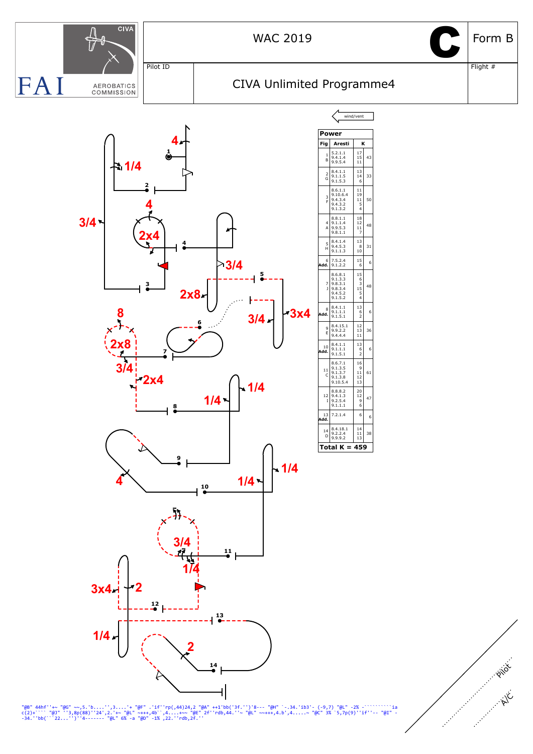WAC 2019

**C**

Form B

Pilot ID

CIVA Unlimited Programme4

Flight #

wind/vent

**Power**

| Fig | Aresti | K | |
|---|---|---|---|
| 1 B | 5.2.1.1<br>9.4.1.4<br>9.9.5.4 | 17<br>15<br>11 | 43 |
| 2 G | 8.4.1.1<br>9.1.1.5<br>9.1.5.3 | 13<br>14<br>6 | 33 |
| 3 F | 8.6.1.1<br>9.10.6.4<br>9.4.3.4<br>9.4.3.2<br>9.1.3.2 | 11<br>19<br>11<br>5<br>4 | 50 |
| 4 A | 8.8.1.1<br>9.1.1.4<br>9.9.5.3<br>9.8.1.1 | 18<br>12<br>11<br>7 | 48 |
| 5 H | 8.4.1.4<br>9.4.5.3<br>9.1.1.3 | 13<br>8<br>10 | 31 |
| 6 Add. | 7.5.2.4<br>9.1.2.2 | 15<br>6 | 6 |
| 7 J | 8.6.8.1<br>9.1.3.3<br>9.8.3.1<br>9.8.3.4<br>9.4.5.2<br>9.1.5.2 | 15<br>6<br>3<br>15<br>5<br>4 | 48 |
| 8 Add. | 8.4.1.1<br>9.1.1.1<br>9.1.5.1 | 13<br>6<br>2 | 6 |
| 9 E | 8.4.15.1<br>9.9.2.2<br>9.4.4.4 | 12<br>13<br>11 | 36 |
| 10 Add. | 8.4.1.1<br>9.1.1.1<br>9.1.5.1 | 13<br>6<br>2 | 6 |
| 11 C | 8.6.7.1<br>9.1.3.5<br>9.1.3.7<br>9.1.3.8<br>9.10.5.4 | 16<br>9<br>11<br>12<br>13 | 61 |
| 12 I | 8.8.8.2<br>9.4.1.3<br>9.2.5.4<br>9.1.1.1 | 20<br>12<br>9<br>6 | 47 |
| 13 Add. | 7.2.1.4 | 6 | 6 |
| 14 D | 8.4.18.1<br>9.2.2.4<br>9.9.9.2 | 14<br>11<br>13 | 38 |
| **Total K = 459** | | | |

Pilot

A/C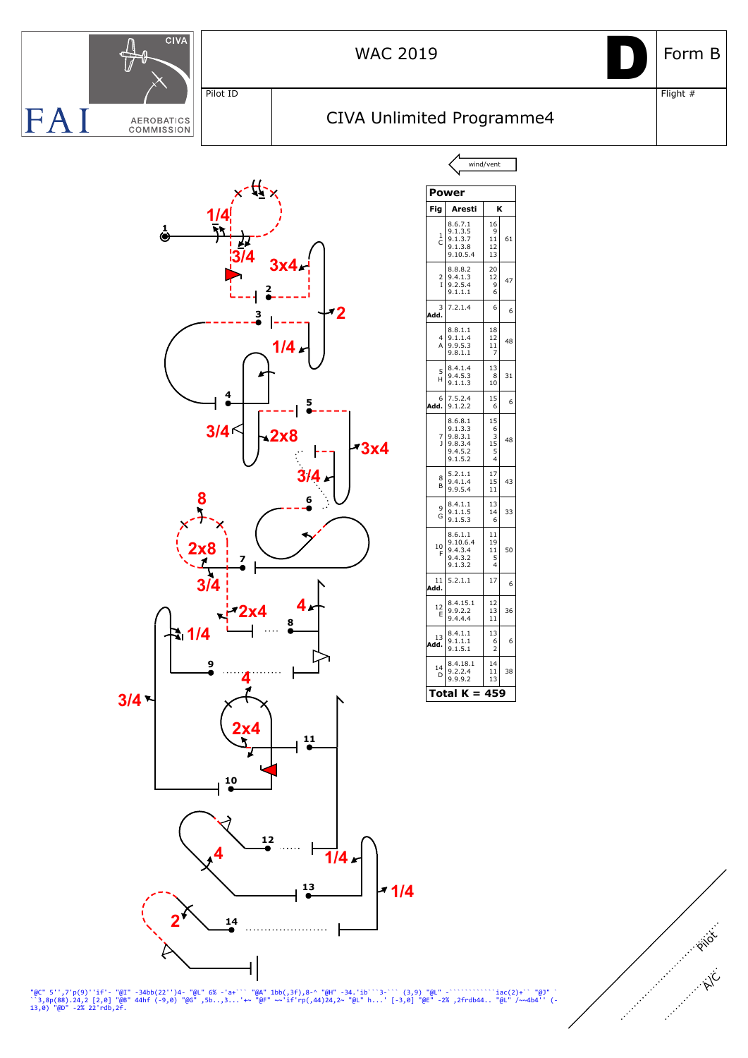WAC 2019

D

Form B

Pilot ID

CIVA Unlimited Programme4

Flight #

wind/vent

| Power | | |
|---|---|---|
| **Fig** | **Aresti** | **K** |
| 1 C | 8.6.7.1<br>9.1.3.5<br>9.1.3.7<br>9.1.3.8<br>9.10.5.4 | 16<br>9<br>11<br>12<br>13 — 61 |
| 2 I | 8.8.8.2<br>9.4.1.3<br>9.2.5.4<br>9.1.1.1 | 20<br>12<br>9<br>6 — 47 |
| 3 Add. | 7.2.1.4 | 6 — 6 |
| 4 A | 8.8.1.1<br>9.1.1.4<br>9.9.5.3<br>9.8.1.1 | 18<br>12<br>11<br>7 — 48 |
| 5 H | 8.4.1.4<br>9.4.5.3<br>9.1.1.3 | 13<br>8<br>10 — 31 |
| 6 Add. | 7.5.2.4<br>9.1.2.2 | 15<br>6 — 6 |
| 7 J | 8.6.8.1<br>9.1.3.3<br>9.8.3.1<br>9.8.3.4<br>9.4.5.2<br>9.1.5.2 | 15<br>6<br>3<br>15<br>5<br>4 — 48 |
| 8 B | 5.2.1.1<br>9.4.1.4<br>9.9.5.4 | 17<br>15<br>11 — 43 |
| 9 G | 8.4.1.1<br>9.1.1.5<br>9.1.5.3 | 13<br>14<br>6 — 33 |
| 10 F | 8.6.1.1<br>9.10.6.4<br>9.4.3.4<br>9.4.3.2<br>9.1.3.2 | 11<br>19<br>11<br>5<br>4 — 50 |
| 11 Add. | 5.2.1.1 | 17 — 6 |
| 12 E | 8.4.15.1<br>9.9.2.2<br>9.4.4.4 | 12<br>13<br>11 — 36 |
| 13 Add. | 8.4.1.1<br>9.1.1.1<br>9.1.5.1 | 13<br>6<br>2 — 6 |
| 14 D | 8.4.18.1<br>9.2.2.4<br>9.9.9.2 | 14<br>11<br>13 — 38 |
| **Total K = 459** | | |

```
"@C" 5'',7'p(9)''if'- "@I" -34bb(22'')4- "@L" 6% -'a+``` "@A" 1bb(,3f),8-^ "@H" -34.'ib```3-``` (3,9) "@L" -````````````iac(2)+`` "@J" `
``3,8p(88).24,2 [2,0] "@B" 44hf (-9,0) "@G" ,5b..,3...'+~ "@F" ~~'if'rp(,44)24,2~ "@L" h...' [-3,0] "@E" -2% ,2frdb44.. "@L" /~~4b4'' (-
13,0) "@D" -2% 22'rdb,2f.
```

Pilot

A/C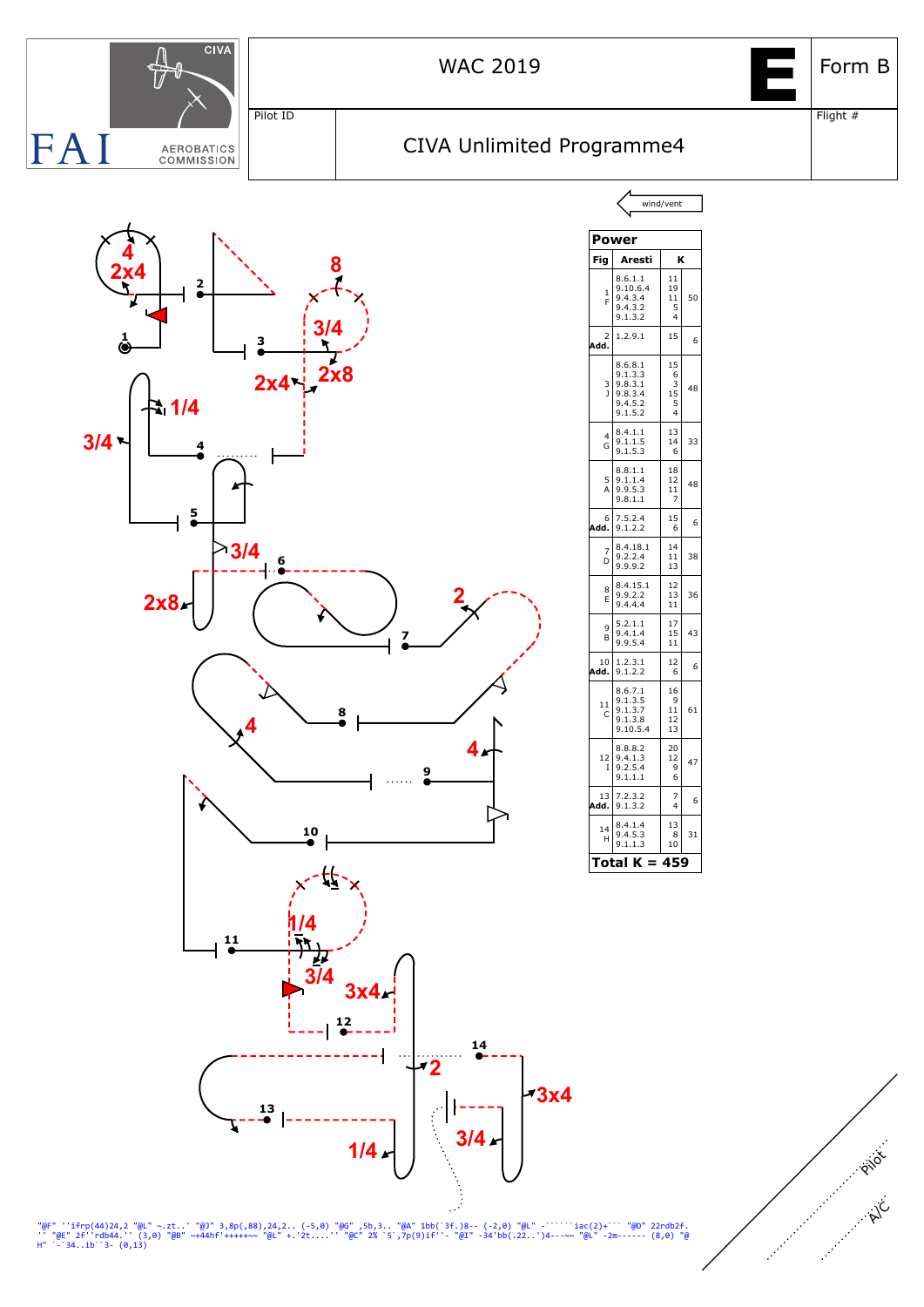FAI CIVA AEROBATICS COMMISSION

# WAC 2019

**E** Form B

Pilot ID

## CIVA Unlimited Programme4

Flight #

wind/vent

**Power**

| Fig | Aresti | | K |
|---|---|---|---|
| 1 F | 8.6.1.1<br>9.10.6.4<br>9.4.3.4<br>9.4.3.2<br>9.1.3.2 | 11<br>19<br>11<br>5<br>4 | 50 |
| 2 Add. | 1.2.9.1 | 15 | 6 |
| 3 J | 8.6.8.1<br>9.1.3.3<br>9.8.3.1<br>9.8.3.4<br>9.4.5.2<br>9.1.5.2 | 15<br>6<br>3<br>15<br>5<br>4 | 48 |
| 4 G | 8.4.1.1<br>9.1.1.5<br>9.1.5.3 | 13<br>14<br>6 | 33 |
| 5 A | 8.8.1.1<br>9.1.1.4<br>9.9.5.3<br>9.8.1.1 | 18<br>12<br>11<br>7 | 48 |
| 6 Add. | 7.5.2.4<br>9.1.2.2 | 15<br>6 | 6 |
| 7 D | 8.4.18.1<br>9.2.2.4<br>9.9.9.2 | 14<br>11<br>13 | 38 |
| 8 E | 8.4.15.1<br>9.9.2.2<br>9.4.4.4 | 12<br>13<br>11 | 36 |
| 9 B | 5.2.1.1<br>9.4.1.4<br>9.9.5.4 | 17<br>15<br>11 | 43 |
| 10 Add. | 1.2.3.1<br>9.1.2.2 | 12<br>6 | 6 |
| 11 C | 8.6.7.1<br>9.1.3.5<br>9.1.3.7<br>9.1.3.8<br>9.10.5.4 | 16<br>9<br>11<br>12<br>13 | 61 |
| 12 I | 8.8.8.2<br>9.4.1.3<br>9.2.5.4<br>9.1.1.1 | 20<br>12<br>9<br>6 | 47 |
| 13 Add. | 7.2.3.2<br>9.1.3.2 | 7<br>4 | 6 |
| 14 H | 8.4.1.4<br>9.4.5.3<br>9.1.1.3 | 13<br>8<br>10 | 31 |

**Total K = 459**

```
"@F" ''ifrp(44)24,2 "@L" ~.zt..' "@J" 3,8p(,88),24,2.. (-5,0) "@G" ,5b,3.. "@A" 1bb(`3f.)8-- (-2,0) "@L" -``````iac(2)+``` "@D" 22rdb2f.
'' "@E" 2f''rdb44.'' (3,0) "@B" ~+44hf'+++++~~ "@L" +.'2t....'' "@C" 2% `5`,7p(9)if''- "@I" -34'bb(.22..')4---~~ "@L" -2m------ (8,0) "@
H" `-`34..ib``3- (0,13)
```

Pilot

A/C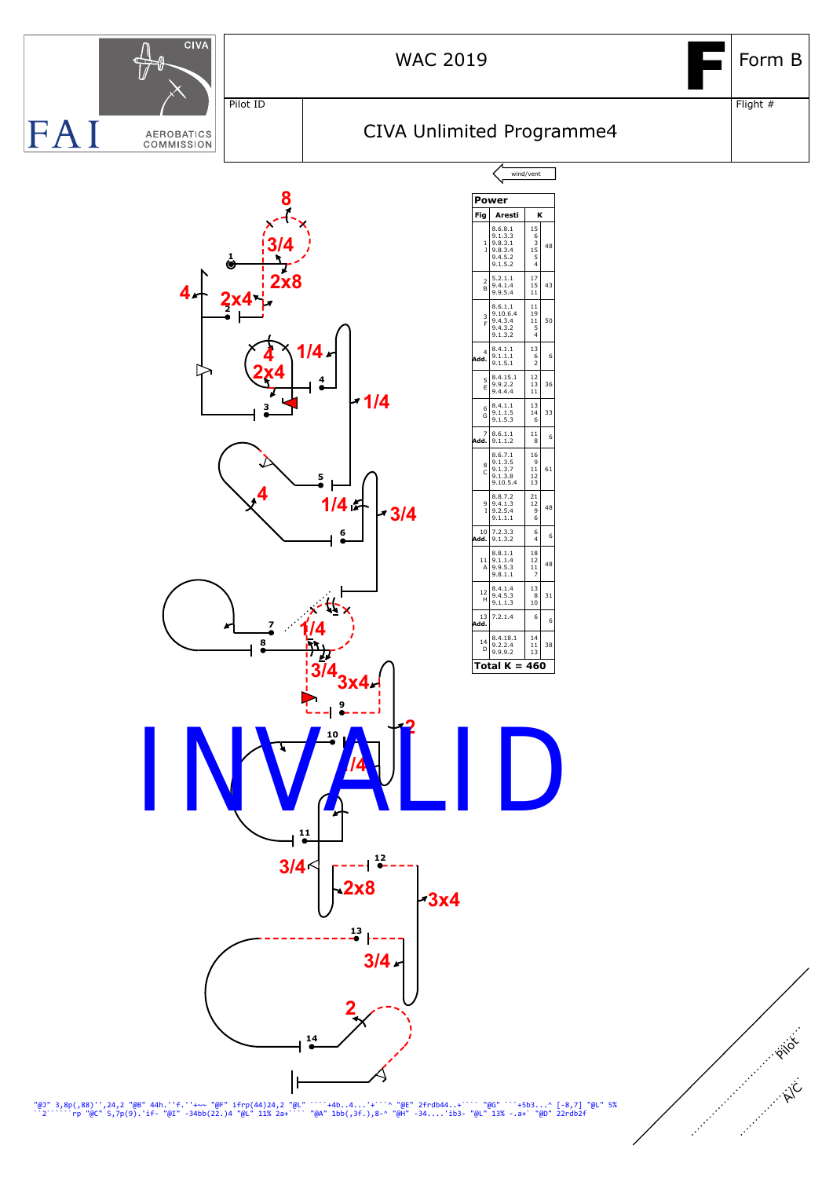# WAC 2019

**F** Form B

Pilot ID

Flight #

## CIVA Unlimited Programme4

wind/vent

**Power**

| Fig | Aresti | K | |
|---|---|---|---|
| 1 J | 8.6.8.1<br>9.1.3.3<br>9.8.3.1<br>9.8.3.4<br>9.4.5.2<br>9.1.5.2 | 15<br>6<br>3<br>15<br>5<br>4 | 48 |
| 2 B | 5.2.1.1<br>9.4.1.4<br>9.9.5.4 | 17<br>15<br>11 | 43 |
| 3 F | 8.6.1.1<br>9.10.6.4<br>9.4.3.4<br>9.4.3.2<br>9.1.3.2 | 11<br>19<br>11<br>5<br>4 | 50 |
| 4 Add. | 8.4.1.1<br>9.1.1.1<br>9.1.5.1 | 13<br>6<br>2 | 6 |
| 5 E | 8.4.15.1<br>9.9.2.2<br>9.4.4.4 | 12<br>13<br>11 | 36 |
| 6 G | 8.4.1.1<br>9.1.1.5<br>9.1.5.3 | 13<br>14<br>6 | 33 |
| 7 Add. | 8.6.1.1<br>9.1.1.2 | 11<br>8 | 6 |
| 8 C | 8.6.7.1<br>9.1.3.5<br>9.1.3.7<br>9.1.3.8<br>9.10.5.4 | 16<br>9<br>11<br>12<br>13 | 61 |
| 9 I | 8.8.7.2<br>9.4.1.3<br>9.2.5.4<br>9.1.1.1 | 21<br>12<br>9<br>6 | 48 |
| 10 Add. | 7.2.3.3<br>9.1.3.2 | 6<br>4 | 6 |
| 11 A | 8.8.1.1<br>9.1.1.4<br>9.9.5.3<br>9.8.1.1 | 18<br>12<br>11<br>7 | 48 |
| 12 H | 8.4.1.4<br>9.4.5.3<br>9.1.1.3 | 13<br>8<br>10 | 31 |
| 13 Add. | 7.2.1.4 | 6 | 6 |
| 14 D | 8.4.18.1<br>9.2.2.4<br>9.9.9.2 | 14<br>11<br>13 | 38 |
| **Total K = 460** | | | |

INVALID

```
"@J" 3,8p(,88)'',24,2 "@B" 44h.''f.''+~~ "@F" ifrp(44)24,2 "@L" ````+4b..4...'+```^ "@E" 2frdb44..+```` "@G" ```+5b3...^ [-8,7] "@L" 5%
``2``````rp "@C" 5,7p(9).'if- "@I" -34bb(22.)4 "@L" 11% 2a+```` "@A" 1bb(,3f.),8-^ "@H" -34....'ib3- "@L" 13% -.a+` "@D" 22rdb2f
```

Pilot

A/C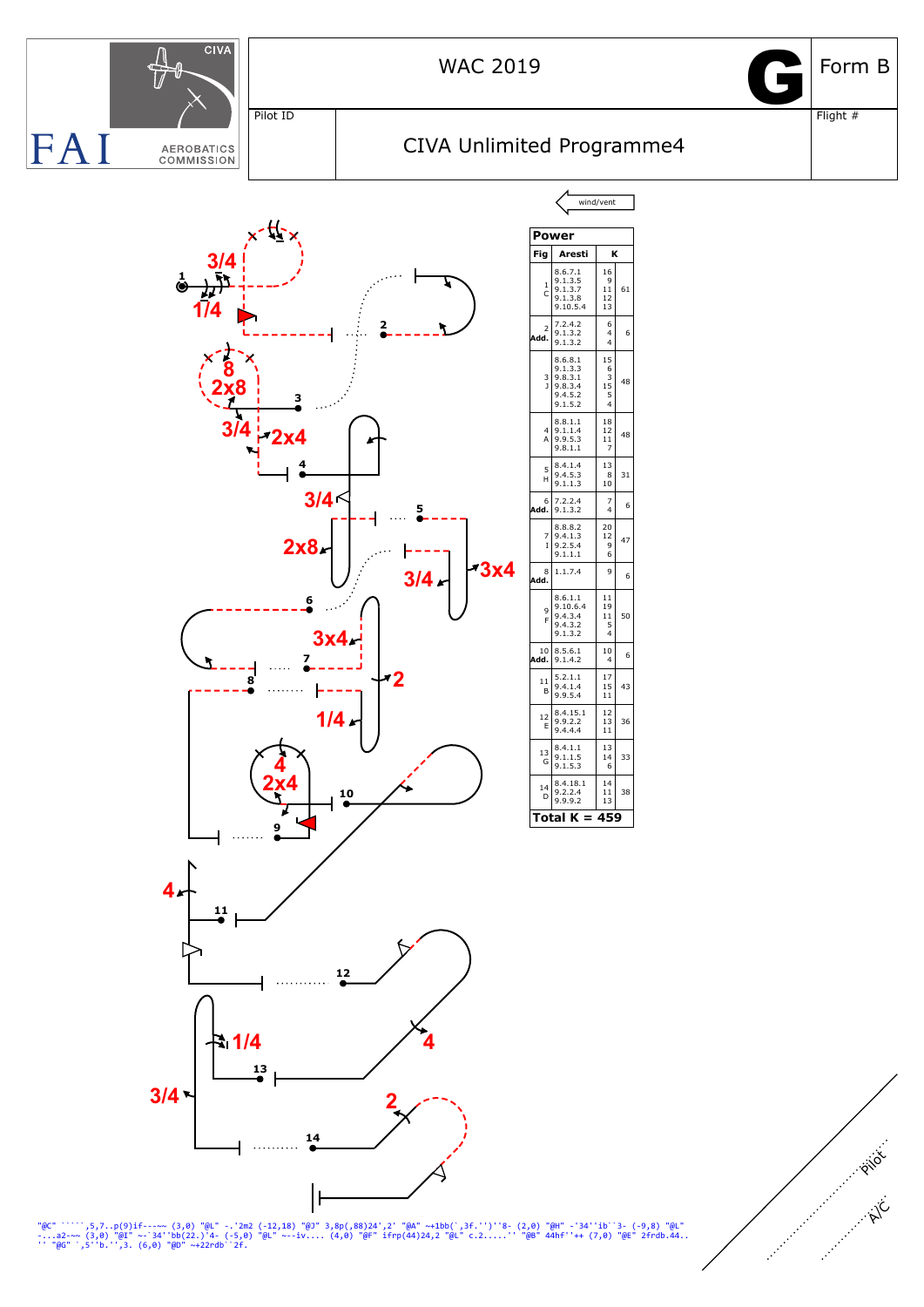FAI

CIVA

AEROBATICS COMMISSION

WAC 2019

G

Form B

Pilot ID

CIVA Unlimited Programme4

Flight #

wind/vent

| Power | | |
|---|---|---|
| Fig | Aresti | K |
| 1 C | 8.6.7.1<br>9.1.3.5<br>9.1.3.7<br>9.1.3.8<br>9.10.5.4 | 16<br>9<br>11<br>12<br>13 — 61 |
| 2 Add. | 7.2.4.2<br>9.1.3.2<br>9.1.3.2 | 6<br>4<br>4 — 6 |
| 3 J | 8.6.8.1<br>9.1.3.3<br>9.8.3.1<br>9.8.3.4<br>9.4.5.2<br>9.1.5.2 | 15<br>6<br>3<br>15<br>5<br>4 — 48 |
| 4 A | 8.8.1.1<br>9.1.1.4<br>9.9.5.3<br>9.8.1.1 | 18<br>12<br>11<br>7 — 48 |
| 5 H | 8.4.1.4<br>9.4.5.3<br>9.1.1.3 | 13<br>8<br>10 — 31 |
| 6 Add. | 7.2.2.4<br>9.1.3.2 | 7<br>4 — 6 |
| 7 I | 8.8.8.2<br>9.4.1.3<br>9.2.5.4<br>9.1.1.1 | 20<br>12<br>9<br>6 — 47 |
| 8 Add. | 1.1.7.4 | 9 — 6 |
| 9 F | 8.6.1.1<br>9.10.6.4<br>9.4.3.4<br>9.4.3.2<br>9.1.3.2 | 11<br>19<br>11<br>5<br>4 — 50 |
| 10 Add. | 8.5.6.1<br>9.1.4.2 | 10<br>4 — 6 |
| 11 B | 5.2.1.1<br>9.4.1.4<br>9.9.5.4 | 17<br>15<br>11 — 43 |
| 12 E | 8.4.15.1<br>9.9.2.2<br>9.4.4.4 | 12<br>13<br>11 — 36 |
| 13 G | 8.4.1.1<br>9.1.1.5<br>9.1.5.3 | 13<br>14<br>6 — 33 |
| 14 D | 8.4.18.1<br>9.2.2.4<br>9.9.9.2 | 14<br>11<br>13 — 38 |
| Total K = 459 | | |

```
"@C" ``````,5,7..p(9)if---~~ (3,0) "@L" -.'2m2 (-12,18) "@J" 3,8p(,88)24',2' "@A" ~+1bb(`,3f.'')''8- (2,0) "@H" -'34''ib``3- (-9,8) "@L"
-...a2-~~ (3,0) "@I" ~-`34''bb(22.)`4- (-5,0) "@L" ~--iv.... (4,0) "@F" ifrp(44)24,2 "@L" c.2.....'' "@B" 44hf''++ (7,0) "@E" 2frdb.44..
'' "@G" `,5''b.'',3. (6,0) "@D" ~+22rdb``2f.
```

Pilot

A/C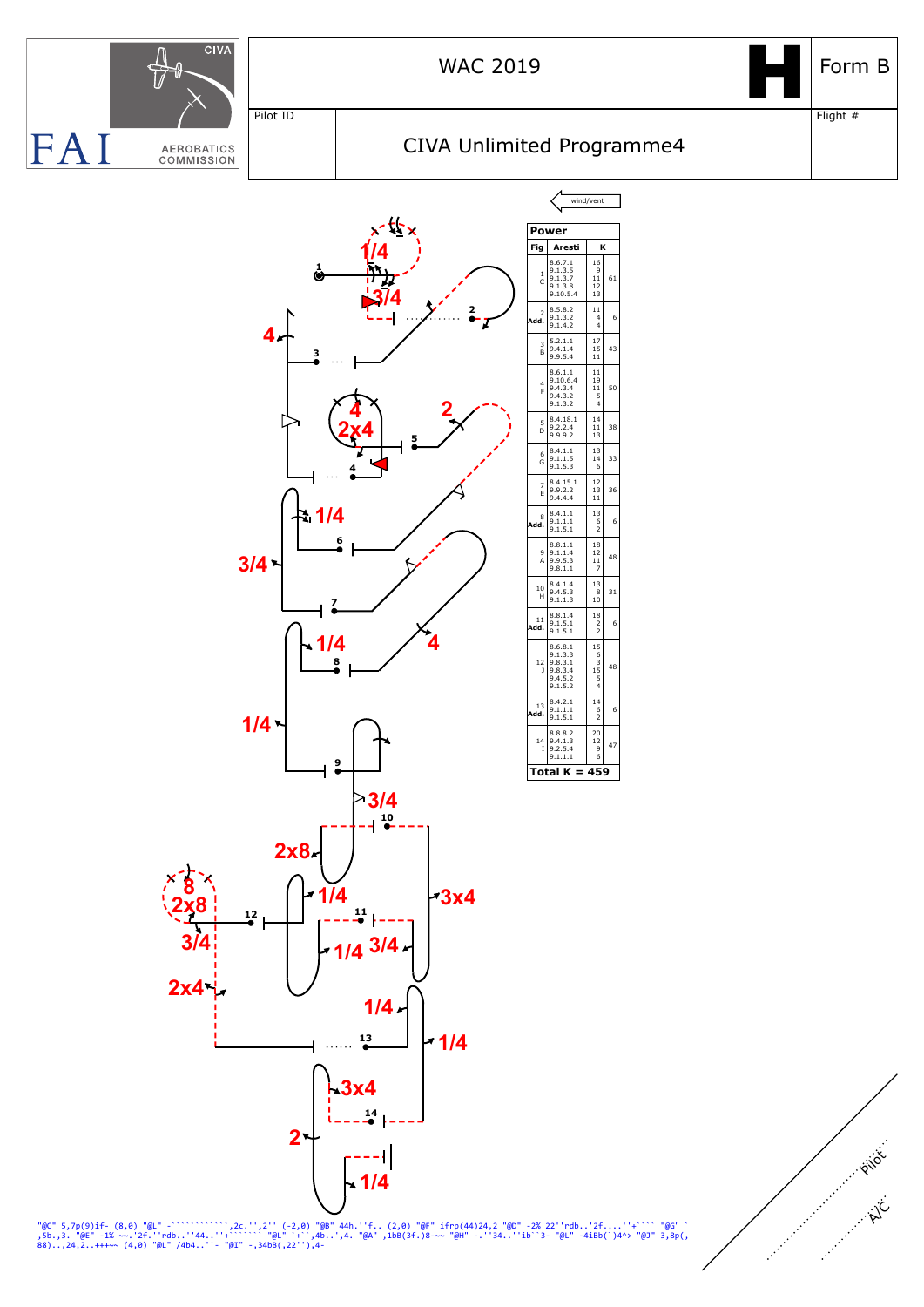WAC 2019

**H**

Form B

Pilot ID

Flight #

# CIVA Unlimited Programme4

wind/vent

**Power**

| Fig | Aresti | K | |
|---|---|---|---|
| 1 C | 8.6.7.1 9.1.3.5 9.1.3.7 9.1.3.8 9.10.5.4 | 16 9 11 12 13 | 61 |
| 2 Add. | 8.5.8.2 9.1.3.2 9.1.4.2 | 11 4 4 | 6 |
| 3 B | 5.2.1.1 9.4.1.4 9.9.5.4 | 17 15 11 | 43 |
| 4 F | 8.6.1.1 9.10.6.4 9.4.3.4 9.4.3.2 9.1.3.2 | 11 19 11 5 4 | 50 |
| 5 D | 8.4.18.1 9.2.2.4 9.9.9.2 | 14 11 13 | 38 |
| 6 G | 8.4.1.1 9.1.1.5 9.1.5.3 | 13 14 6 | 33 |
| 7 E | 8.4.15.1 9.9.2.2 9.4.4.4 | 12 13 11 | 36 |
| 8 Add. | 8.4.1.1 9.1.1.1 9.1.5.1 | 13 6 2 | 6 |
| 9 A | 8.8.1.1 9.1.1.4 9.9.5.3 9.8.1.1 | 18 12 11 7 | 48 |
| 10 H | 8.4.1.4 9.4.5.3 9.1.1.3 | 13 8 10 | 31 |
| 11 Add. | 8.8.1.4 9.1.5.1 9.1.5.1 | 18 2 2 | 6 |
| 12 J | 8.6.8.1 9.1.3.3 9.8.3.1 9.8.3.4 9.4.5.2 9.1.5.2 | 15 6 3 15 5 4 | 48 |
| 13 Add. | 8.4.2.1 9.1.1.1 9.1.5.1 | 14 6 2 | 6 |
| 14 I | 8.8.8.2 9.4.1.3 9.2.5.4 9.1.1.1 | 20 12 9 6 | 47 |

**Total K = 459**

Pilot

A/C

```
"@C" 5,7p(9)if- (8,0) "@L" -````````````,2c.'',2'' (-2,0) "@B" 44h.''f.. (2,0) "@F" ifrp(44)24,2 "@D" -2% 22''rdb..'2f....''+```` "@G" `
,5b.,3. "@E" -1% ~~.'2f.''rdb..'44..''+`````` "@L" `+``,4b..',4. "@A" ,1bB(3f.)8-~~ "@H" -.''34..''ib``3- "@L" -4iBb(`)4^> "@J" 3,8p(,
88)..,24,2..+++~~ (4,0) "@L" /4b4..''- "@I" -,34bB(,22''),4-
```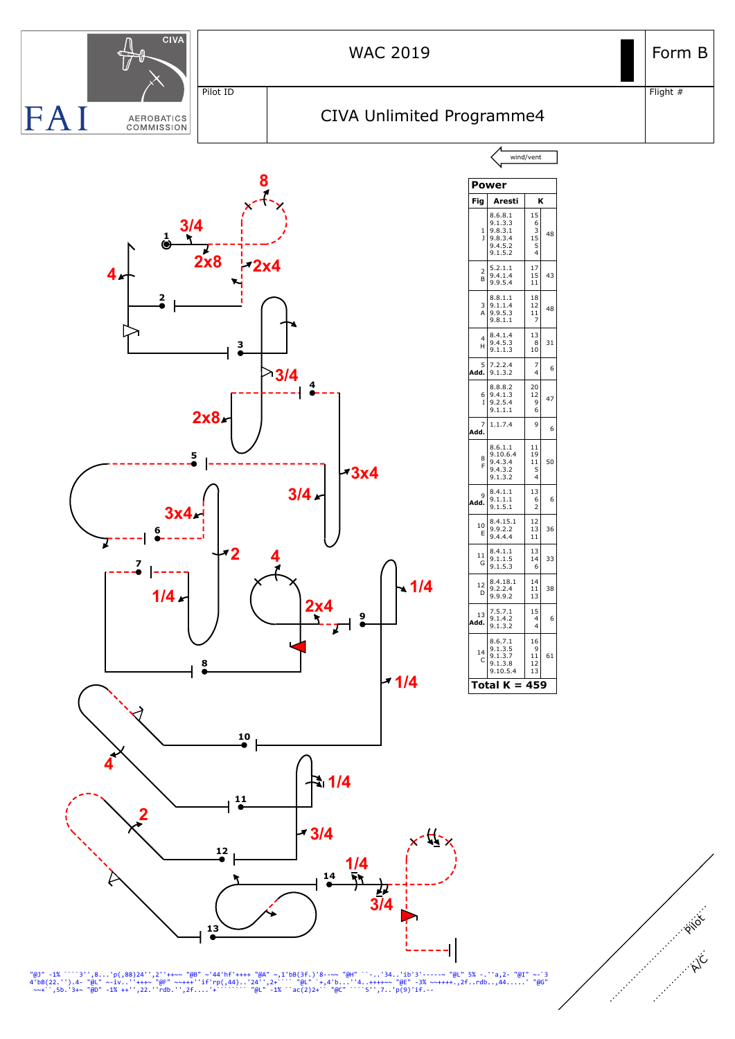| FAI CIVA AEROBATICS COMMISSION | WAC 2019 | Form B |
|---|---|---|
| Pilot ID | CIVA Unlimited Programme4 | Flight # |

wind/vent

**Power**

| Fig | Aresti | | K |
|---|---|---|---|
| 1 J | 8.6.8.1 9.1.3.3 9.8.3.1 9.8.3.4 9.4.5.2 9.1.5.2 | 15 6 3 15 5 4 | 48 |
| 2 B | 5.2.1.1 9.4.1.4 9.9.5.4 | 17 15 11 | 43 |
| 3 A | 8.8.1.1 9.1.1.4 9.9.5.3 9.8.1.1 | 18 12 11 7 | 48 |
| 4 H | 8.4.1.4 9.4.5.3 9.1.1.3 | 13 8 10 | 31 |
| 5 Add. | 7.2.2.4 9.1.3.2 | 7 4 | 6 |
| 6 I | 8.8.8.2 9.4.1.3 9.2.5.4 9.1.1.1 | 20 12 9 6 | 47 |
| 7 Add. | 1.1.7.4 | 9 | 6 |
| 8 F | 8.6.1.1 9.10.6.4 9.4.3.4 9.4.3.2 9.1.3.2 | 11 19 11 5 4 | 50 |
| 9 Add. | 8.4.1.1 9.1.1.1 9.1.5.1 | 13 6 2 | 6 |
| 10 E | 8.4.15.1 9.9.2.2 9.4.4.4 | 12 13 11 | 36 |
| 11 G | 8.4.1.1 9.1.1.5 9.1.5.3 | 13 14 6 | 33 |
| 12 D | 8.4.18.1 9.2.2.4 9.9.9.2 | 14 11 13 | 38 |
| 13 Add. | 7.5.7.1 9.1.4.2 9.1.3.2 | 15 4 4 | 6 |
| 14 C | 8.6.7.1 9.1.3.5 9.1.3.7 9.1.3.8 9.10.5.4 | 16 9 11 12 13 | 61 |

**Total K = 459**

```
"@J" -1% ````3'',8...'p(,88)24'',2''++~~ "@B" ~'44'hf'++++ "@A" ~,1'bB(3f.)'8--~~ "@H" ``-..'34..'ib'3'-----~ "@L" 5% -.''a,2- "@I" ~-`3
4'bB(22.'').4- "@L" ~-iv..''+++~ "@F" ~~+++''if'rp(,44)..'24'',2+```` "@L" `+,4'b...''4..++++~~ "@E" -3% ~~++++.,2f..rdb..,44.....' "@G"
~~+``,5b.'3+~ "@D" -1% ++'',22.''rdb.'',2f....'+```````` "@L" -1% ``ac(2)2+`` "@C" ````5'',7..'p(9)'if.--
```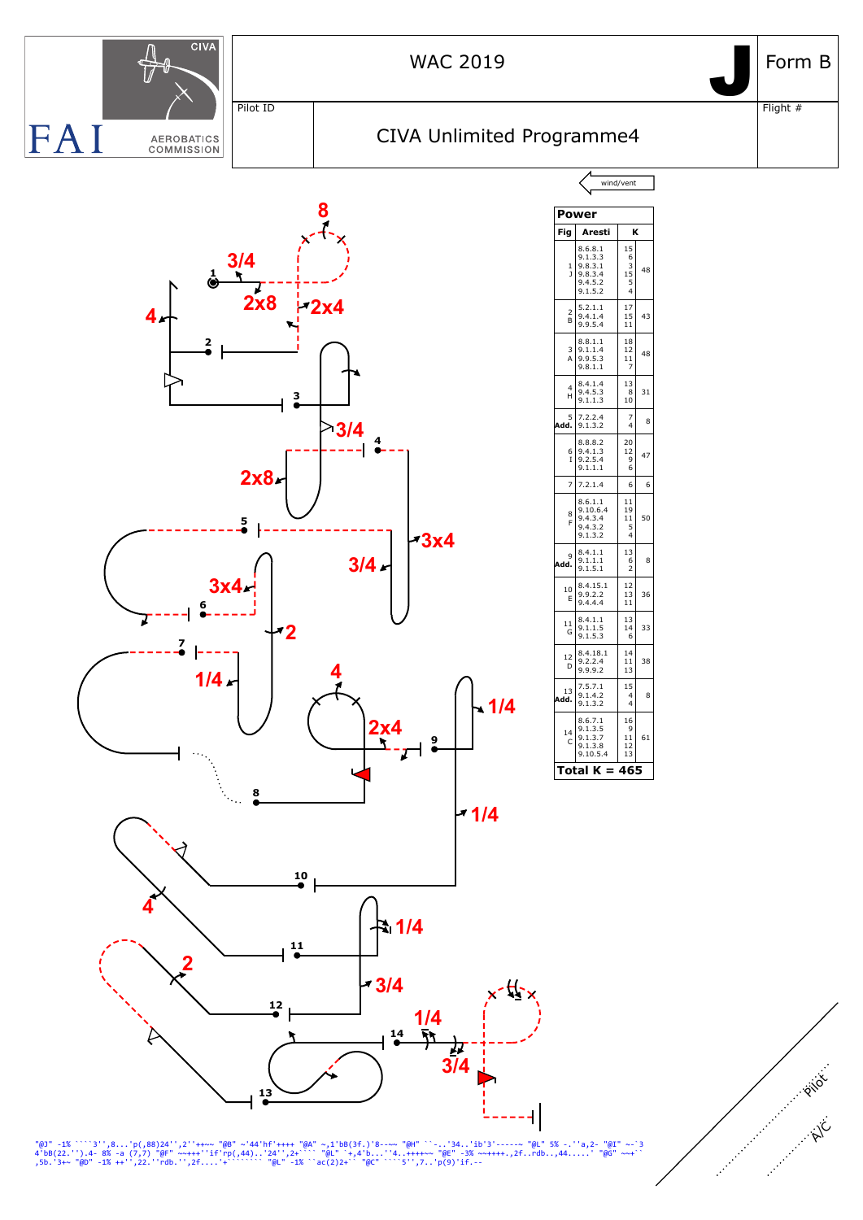# WAC 2019

**J** Form B

Pilot ID

Flight #

## CIVA Unlimited Programme4

FAI CIVA AEROBATICS COMMISSION

wind/vent

| Fig | Aresti | K | |
|---|---|---|---|
| 1 J | 8.6.8.1<br>9.1.3.3<br>9.8.3.1<br>9.8.3.4<br>9.4.5.2<br>9.1.5.2 | 15<br>6<br>3<br>15<br>5<br>4 | 48 |
| 2 B | 5.2.1.1<br>9.4.1.4<br>9.9.5.4 | 17<br>15<br>11 | 43 |
| 3 A | 8.8.1.1<br>9.1.1.4<br>9.9.5.3<br>9.8.1.1 | 18<br>12<br>11<br>7 | 48 |
| 4 H | 8.4.1.4<br>9.4.5.3<br>9.1.1.3 | 13<br>8<br>10 | 31 |
| 5 Add. | 7.2.2.4<br>9.1.3.2 | 7<br>4 | 8 |
| 6 I | 8.8.8.2<br>9.4.1.3<br>9.2.5.4<br>9.1.1.1 | 20<br>12<br>9<br>6 | 47 |
| 7 | 7.2.1.4 | 6 | 6 |
| 8 F | 8.6.1.1<br>9.10.6.4<br>9.4.3.4<br>9.4.3.2<br>9.1.3.2 | 11<br>19<br>11<br>5<br>4 | 50 |
| 9 Add. | 8.4.1.1<br>9.1.1.1<br>9.1.5.1 | 13<br>6<br>2 | 8 |
| 10 E | 8.4.15.1<br>9.9.2.2<br>9.4.4.4 | 12<br>13<br>11 | 36 |
| 11 G | 8.4.1.1<br>9.1.1.5<br>9.1.5.3 | 13<br>14<br>6 | 33 |
| 12 D | 8.4.18.1<br>9.2.2.4<br>9.9.9.2 | 14<br>11<br>13 | 38 |
| 13 Add. | 7.5.7.1<br>9.1.4.2<br>9.1.3.2 | 15<br>4<br>4 | 8 |
| 14 C | 8.6.7.1<br>9.1.3.5<br>9.1.3.7<br>9.1.3.8<br>9.10.5.4 | 16<br>9<br>11<br>12<br>13 | 61 |

**Total K = 465**

Pilot

A/C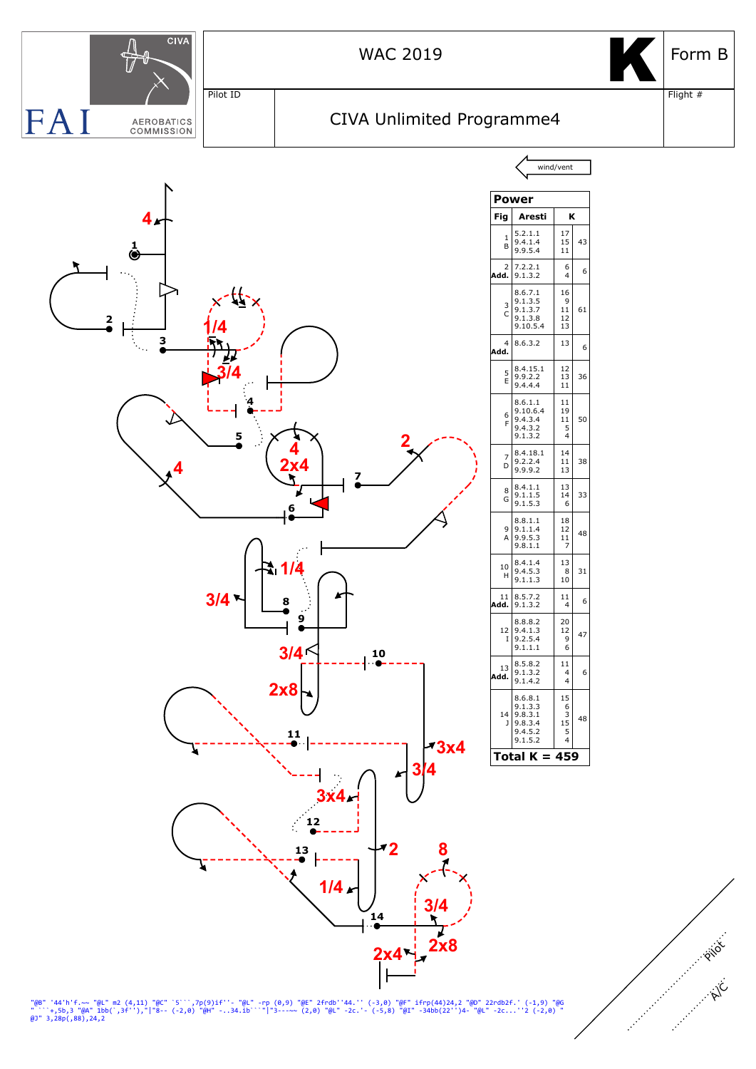CIVA

FAI AEROBATICS COMMISSION

# WAC 2019

**K** Form B

Pilot ID

CIVA Unlimited Programme4

Flight #

wind/vent

| Fig | Aresti | K | |
|---|---|---|---|
| 1 B | 5.2.1.1 9.4.1.4 9.9.5.4 | 17 15 11 | 43 |
| 2 Add. | 7.2.2.1 9.1.3.2 | 6 4 | 6 |
| 3 C | 8.6.7.1 9.1.3.5 9.1.3.7 9.1.3.8 9.10.5.4 | 16 9 11 12 13 | 61 |
| 4 Add. | 8.6.3.2 | 13 | 6 |
| 5 E | 8.4.15.1 9.9.2.2 9.4.4.4 | 12 13 11 | 36 |
| 6 F | 8.6.1.1 9.10.6.4 9.4.3.4 9.4.3.2 9.1.3.2 | 11 19 11 5 4 | 50 |
| 7 D | 8.4.18.1 9.2.2.4 9.9.9.2 | 14 11 13 | 38 |
| 8 G | 8.4.1.1 9.1.1.5 9.1.5.3 | 13 14 6 | 33 |
| 9 A | 8.8.1.1 9.1.1.4 9.9.5.3 9.8.1.1 | 18 12 11 7 | 48 |
| 10 H | 8.4.1.4 9.4.5.3 9.1.1.3 | 13 8 10 | 31 |
| 11 Add. | 8.5.7.2 9.1.3.2 | 11 4 | 6 |
| 12 I | 8.8.8.2 9.4.1.3 9.2.5.4 9.1.1.1 | 20 12 9 6 | 47 |
| 13 Add. | 8.5.8.2 9.1.3.2 9.1.4.2 | 11 4 4 | 6 |
| 14 J | 8.6.8.1 9.1.3.3 9.8.3.1 9.8.3.4 9.4.5.2 9.1.5.2 | 15 6 3 15 5 4 | 48 |
| **Total K = 459** | | | |

Pilot

A/C

```
"@B" '44'h'f.~~ "@L" m2 (4,11) "@C" `5```,7p(9)if''- "@L" -rp (0,9) "@E" 2frdb''44.'' (-3,0) "@F" ifrp(44)24,2 "@D" 22rdb2f.' (-1,9) "@G
" ```+,5b,3 "@A" 1bb(`,3f''),"|"8-- (-2,0) "@H" -..34.ib```"|"3---~~ (2,0) "@L" -2c.'- (-5,8) "@I" -34bb(22'')4- "@L" -2c...''2 (-2,0) "
@J" 3,28p(,88),24,2
```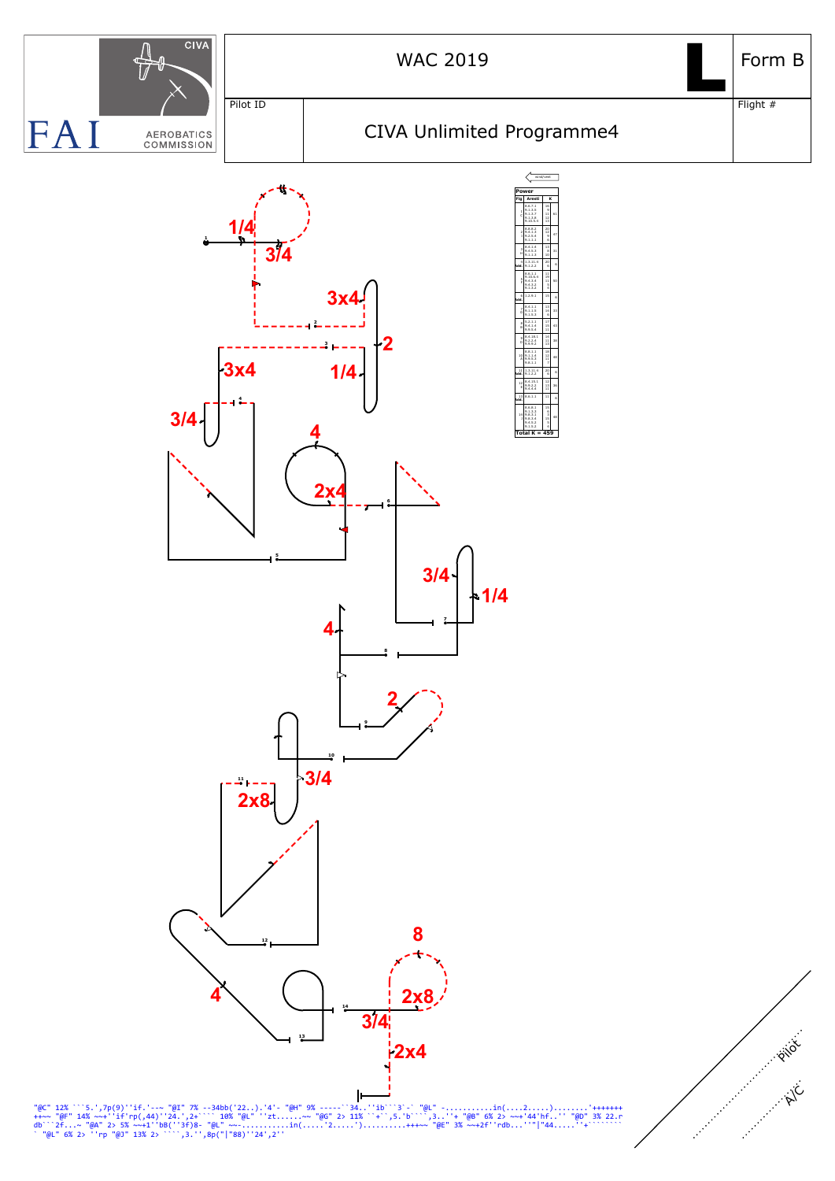WAC 2019

**L**

Form B

Pilot ID

Flight #

CIVA Unlimited Programme4

FAI AEROBATICS COMMISSION

| Power | | |
|---|---|---|
| Fig | Aresti | K |
| Total K = 459 | | |

```
"@C" 12% ```5.',7p(9)''if.'--~ "@I" 7% --34bb('22..).'4'- "@H" 9% -----``34..''ib```3`-` "@L" -...........in(....2.....).........'+++++++
++~~ "@F" 14% ~~+''if'rp(,44)''24.',2+```` 10% "@L" ''zt......~~ "@G" 2> 11% ``+``,5.'b````,3..''+ "@B" 6% 2> ~~+'44'hf..'' "@D" 3% 22.r
db```2f...~ "@A" 2> 5% ~~+1''bB(''3f)8- "@L" ~~-...........in(.....'2.....')..........+++~~ "@E" 3% ~~+2f''rdb...''"|"44.....''+````````
` "@L" 6% 2> ''rp "@J" 13% 2> ````,3.'',8p("|"88)''24',2''
```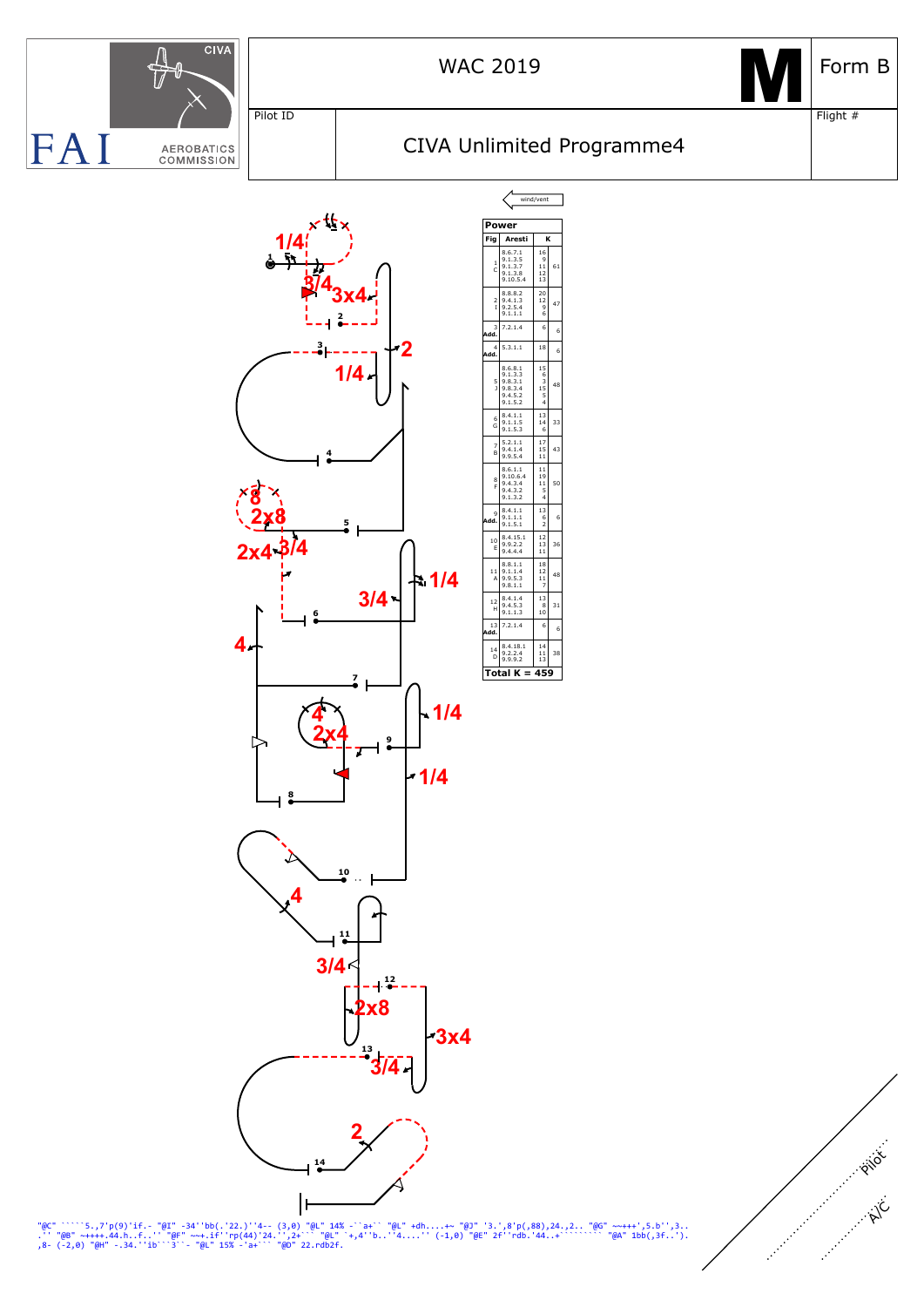# WAC 2019

**M** | Form B

Pilot ID

## CIVA Unlimited Programme4

Flight #

wind/vent

| Power | | | |
|---|---|---|---|
| Fig | Aresti | K | |
| 1 C | 8.6.7.1<br>9.1.3.5<br>9.1.3.7<br>9.1.3.8<br>9.10.5.4 | 16<br>9<br>11<br>12<br>13 | 61 |
| 2 I | 8.8.8.2<br>9.4.1.3<br>9.2.5.4<br>9.1.1.1 | 20<br>12<br>9<br>6 | 47 |
| 3 Add. | 7.2.1.4 | 6 | 6 |
| 4 Add. | 5.3.1.1 | 18 | 6 |
| 5 J | 8.6.8.1<br>9.1.3.3<br>9.8.3.1<br>9.8.3.4<br>9.4.5.2<br>9.1.5.2 | 15<br>6<br>3<br>15<br>5<br>4 | 48 |
| 6 G | 8.4.1.1<br>9.1.1.5<br>9.1.5.3 | 13<br>14<br>6 | 33 |
| 7 B | 5.2.1.1<br>9.4.1.4<br>9.9.5.4 | 17<br>15<br>11 | 43 |
| 8 F | 8.6.1.1<br>9.10.6.4<br>9.4.3.4<br>9.4.3.2<br>9.1.3.2 | 11<br>19<br>11<br>5<br>4 | 50 |
| 9 Add. | 8.4.1.1<br>9.1.1.1<br>9.1.5.1 | 13<br>6<br>2 | 6 |
| 10 E | 8.4.15.1<br>9.9.2.2<br>9.4.4.4 | 12<br>13<br>11 | 36 |
| 11 A | 8.8.1.1<br>9.1.1.4<br>9.9.5.3<br>9.8.1.1 | 18<br>12<br>11<br>7 | 48 |
| 12 H | 8.4.1.4<br>9.4.5.3<br>9.1.1.3 | 13<br>8<br>10 | 31 |
| 13 Add. | 7.2.1.4 | 6 | 6 |
| 14 D | 8.4.18.1<br>9.2.2.4<br>9.9.9.2 | 14<br>11<br>13 | 38 |
| **Total K = 459** | | | |

1/4 3/4 3x4 2 1/4 8 2x8 2x4 3/4 3/4 1/4 4 4 2x4 1/4 1/4 4 3/4 2x8 3x4 3/4 2

1 2 3 4 5 6 7 8 9 10 11 12 13 14

```
"@C" `````5.,7'p(9)'if.- "@I" -34''bb(.'22.)''4-- (3,0) "@L" 14% -``a+`` "@L" +dh....+~ "@J" '3.',8'p(,88),24.,2.. "@G" ~~+++',5.b'',3..
.'' "@B" ~++++.44.h..f..'' "@F" ~~+.if''rp(44)'24.'',2+``` "@L" `+,4''b..''4....'' (-1,0) "@E" 2f''rdb.'44..+````````` "@A" 1bb(,3f..').
,8- (-2,0) "@H" -.34.''ib```3``- "@L" 15% -'a+``` "@D" 22.rdb2f.
```

Pilot

A/C